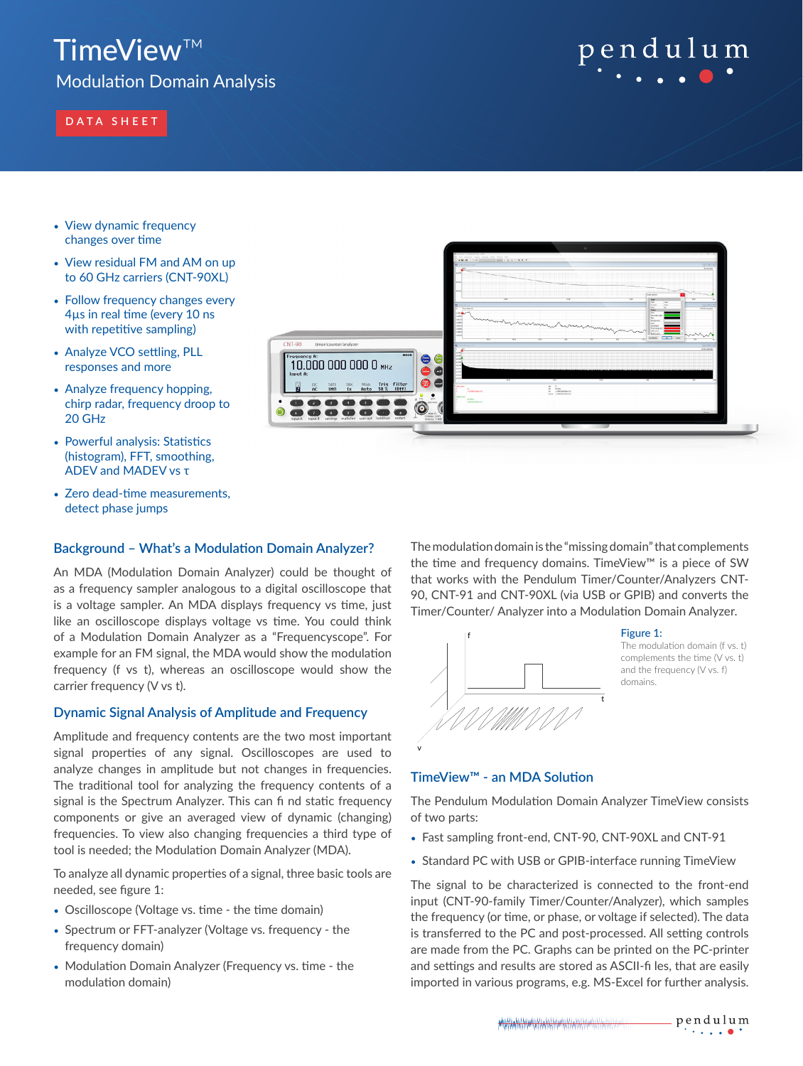# TimeView™

## Modulation Domain Analysis

DATA SHEET

- View dynamic frequency changes over time
- View residual FM and AM on up to 60 GHz carriers (CNT-90XL)
- Follow frequency changes every 4µs in real time (every 10 ns with repetitive sampling)
- Analyze VCO settling, PLL responses and more
- Analyze frequency hopping, chirp radar, frequency droop to 20 GHz
- Powerful analysis: Statistics (histogram), FFT, smoothing, ADEV and MADEV vs τ
- Zero dead-time measurements, detect phase jumps

## Background – What's a Modulation Domain Analyzer?

An MDA (Modulation Domain Analyzer) could be thought of as a frequency sampler analogous to a digital oscilloscope that is a voltage sampler. An MDA displays frequency vs time, just like an oscilloscope displays voltage vs time. You could think of a Modulation Domain Analyzer as a "Frequencyscope". For example for an FM signal, the MDA would show the modulation frequency (f vs t), whereas an oscilloscope would show the carrier frequency (V vs t).

## Dynamic Signal Analysis of Amplitude and Frequency

Amplitude and frequency contents are the two most important signal properties of any signal. Oscilloscopes are used to analyze changes in amplitude but not changes in frequencies. The traditional tool for analyzing the frequency contents of a signal is the Spectrum Analyzer. This can fi nd static frequency components or give an averaged view of dynamic (changing) frequencies. To view also changing frequencies a third type of tool is needed; the Modulation Domain Analyzer (MDA).

To analyze all dynamic properties of a signal, three basic tools are needed, see figure 1:

- Oscilloscope (Voltage vs. time - the time domain)
- Spectrum or FFT-analyzer (Voltage vs. frequency - the frequency domain)
- Modulation Domain Analyzer (Frequency vs. time - the modulation domain)

The modulation domain is the "missing domain" that complements the time and frequency domains. TimeView™ is a piece of SW that works with the Pendulum Timer/Counter/Analyzers CNT-90, CNT-91 and CNT-90XL (via USB or GPIB) and converts the Timer/Counter/ Analyzer into a Modulation Domain Analyzer.

Figure 1: The modulation domain (f vs. t) complements the time (V vs. t) and the frequency (V vs. f) domains.

## TimeView™ - an MDA Solution

The Pendulum Modulation Domain Analyzer TimeView consists of two parts:

- Fast sampling front-end, CNT-90, CNT-90XL and CNT-91
- Standard PC with USB or GPIB-interface running TimeView

The signal to be characterized is connected to the front-end input (CNT-90-family Timer/Counter/Analyzer), which samples the frequency (or time, or phase, or voltage if selected). The data is transferred to the PC and post-processed. All setting controls are made from the PC. Graphs can be printed on the PC-printer and settings and results are stored as ASCII-fi les, that are easily imported in various programs, e.g. MS-Excel for further analysis.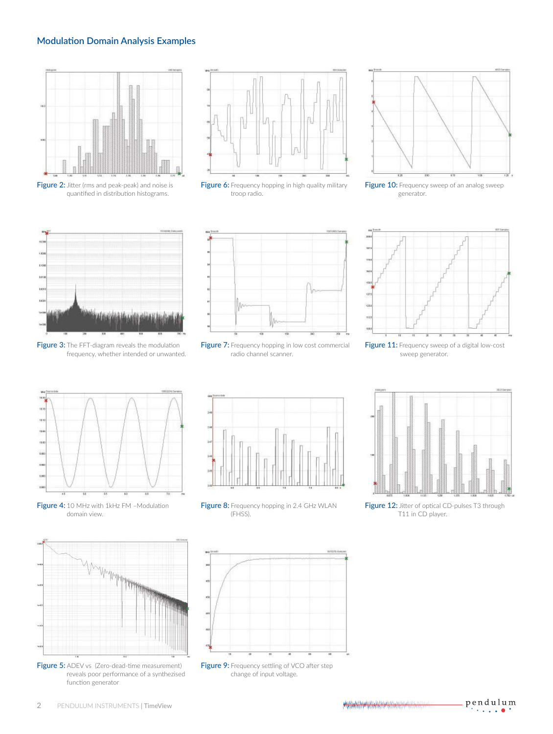## Modulation Domain Analysis Examples

**Figure 2:** Jitter (rms and peak-peak) and noise is quantified in distribution histograms.

**Figure 6:** Frequency hopping in high quality military troop radio.

**Figure 10:** Frequency sweep of an analog sweep generator.

**Figure 3:** The FFT-diagram reveals the modulation frequency, whether intended or unwanted.

**Figure 7:** Frequency hopping in low cost commercial radio channel scanner.

**Figure 11:** Frequency sweep of a digital low-cost sweep generator.

**Figure 4:** 10 MHz with 1kHz FM –Modulation domain view.

**Figure 8:** Frequency hopping in 2.4 GHz WLAN (FHSS).

**Figure 12:** Jitter of optical CD-pulses T3 through T11 in CD player.

**Figure 5:** ADEV vs (Zero-dead-time measurement) reveals poor performance of a synthesized function generator

**Figure 9:** Frequency settling of VCO after step change of input voltage.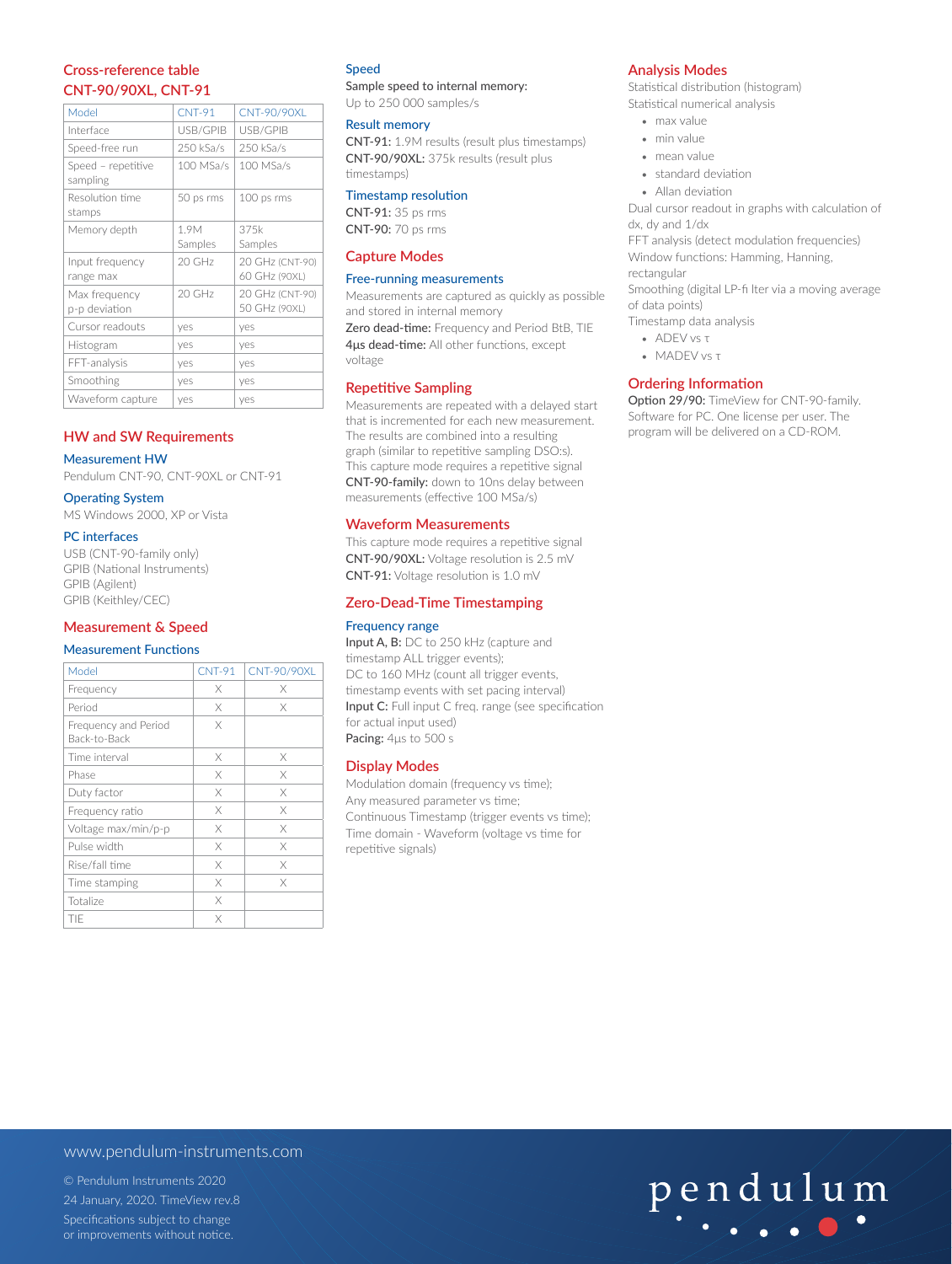## Cross-reference table CNT-90/90XL, CNT-91

| Model | CNT-91 | CNT-90/90XL |
|---|---|---|
| Interface | USB/GPIB | USB/GPIB |
| Speed-free run | 250 kSa/s | 250 kSa/s |
| Speed – repetitive sampling | 100 MSa/s | 100 MSa/s |
| Resolution time stamps | 50 ps rms | 100 ps rms |
| Memory depth | 1.9M Samples | 375k Samples |
| Input frequency range max | 20 GHz | 20 GHz (CNT-90) 60 GHz (90XL) |
| Max frequency p-p deviation | 20 GHz | 20 GHz (CNT-90) 50 GHz (90XL) |
| Cursor readouts | yes | yes |
| Histogram | yes | yes |
| FFT-analysis | yes | yes |
| Smoothing | yes | yes |
| Waveform capture | yes | yes |

## HW and SW Requirements

### Measurement HW
Pendulum CNT-90, CNT-90XL or CNT-91

### Operating System
MS Windows 2000, XP or Vista

### PC interfaces
USB (CNT-90-family only)
GPIB (National Instruments)
GPIB (Agilent)
GPIB (Keithley/CEC)

## Measurement & Speed

### Measurement Functions

| Model | CNT-91 | CNT-90/90XL |
|---|---|---|
| Frequency | X | X |
| Period | X | X |
| Frequency and Period Back-to-Back | X | |
| Time interval | X | X |
| Phase | X | X |
| Duty factor | X | X |
| Frequency ratio | X | X |
| Voltage max/min/p-p | X | X |
| Pulse width | X | X |
| Rise/fall time | X | X |
| Time stamping | X | X |
| Totalize | X | |
| TIE | X | |

### Speed
Sample speed to internal memory:
Up to 250 000 samples/s

### Result memory
**CNT-91:** 1.9M results (result plus timestamps)
**CNT-90/90XL:** 375k results (result plus timestamps)

### Timestamp resolution
**CNT-91:** 35 ps rms
**CNT-90:** 70 ps rms

## Capture Modes

### Free-running measurements
Measurements are captured as quickly as possible and stored in internal memory
**Zero dead-time:** Frequency and Period BtB, TIE
**4µs dead-time:** All other functions, except voltage

## Repetitive Sampling
Measurements are repeated with a delayed start that is incremented for each new measurement. The results are combined into a resulting graph (similar to repetitive sampling DSO:s).
This capture mode requires a repetitive signal
**CNT-90-family:** down to 10ns delay between measurements (effective 100 MSa/s)

## Waveform Measurements
This capture mode requires a repetitive signal
**CNT-90/90XL:** Voltage resolution is 2.5 mV
**CNT-91:** Voltage resolution is 1.0 mV

## Zero-Dead-Time Timestamping

### Frequency range
**Input A, B:** DC to 250 kHz (capture and timestamp ALL trigger events);
DC to 160 MHz (count all trigger events, timestamp events with set pacing interval)
**Input C:** Full input C freq. range (see specification for actual input used)
**Pacing:** 4µs to 500 s

## Display Modes
Modulation domain (frequency vs time);
Any measured parameter vs time;
Continuous Timestamp (trigger events vs time);
Time domain - Waveform (voltage vs time for repetitive signals)

## Analysis Modes
Statistical distribution (histogram)
Statistical numerical analysis

- max value
- min value
- mean value
- standard deviation
- Allan deviation

Dual cursor readout in graphs with calculation of dx, dy and 1/dx
FFT analysis (detect modulation frequencies)
Window functions: Hamming, Hanning, rectangular
Smoothing (digital LP-filter via a moving average of data points)
Timestamp data analysis

- ADEV vs τ
- MADEV vs τ

## Ordering Information
**Option 29/90:** TimeView for CNT-90-family. Software for PC. One license per user. The program will be delivered on a CD-ROM.

www.pendulum-instruments.com

© Pendulum Instruments 2020
24 January, 2020. TimeView rev.8
Specifications subject to change or improvements without notice.

pendulum